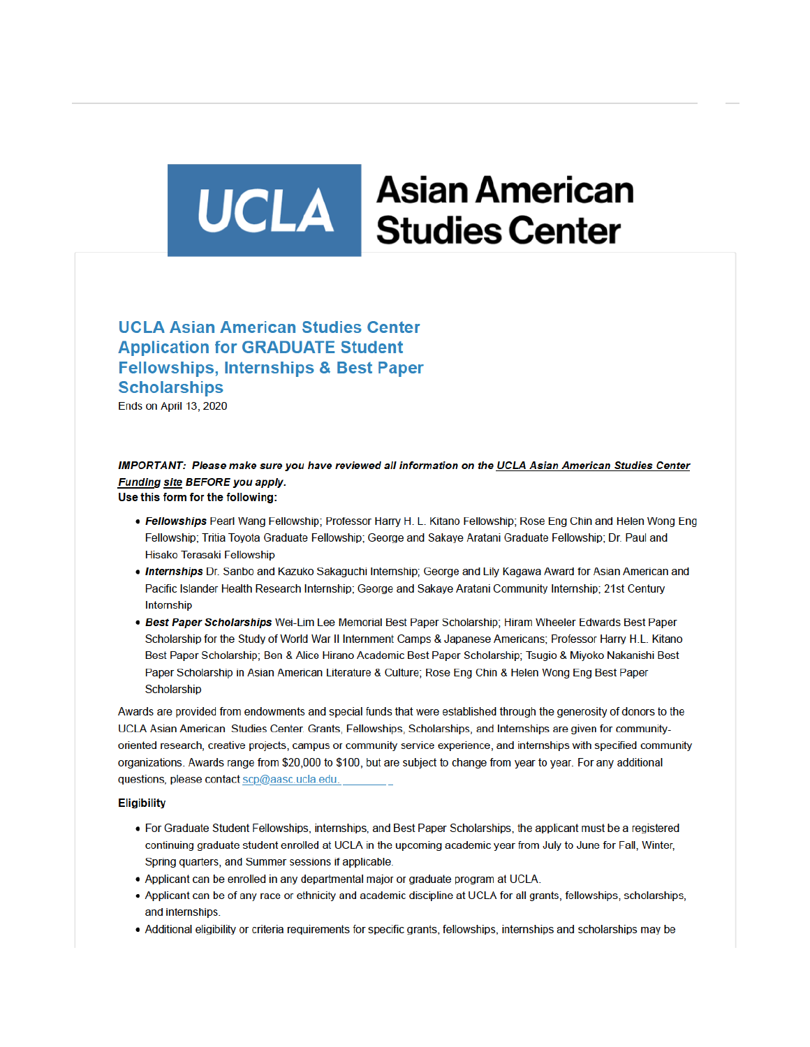# UCLA Asian American Studies Center

## UCLA Asian American Studies Center Application for GRADUATE Student Fellowships, Internships & Best Paper Scholarships

Ends on April 13, 2020

***IMPORTANT: Please make sure you have reviewed all information on the UCLA Asian American Studies Center Funding site BEFORE you apply.***

**Use this form for the following:**

- ***Fellowships*** Pearl Wang Fellowship; Professor Harry H. L. Kitano Fellowship; Rose Eng Chin and Helen Wong Eng Fellowship; Tritia Toyota Graduate Fellowship; George and Sakaye Aratani Graduate Fellowship; Dr. Paul and Hisako Terasaki Fellowship
- ***Internships*** Dr. Sanbo and Kazuko Sakaguchi Internship; George and Lily Kagawa Award for Asian American and Pacific Islander Health Research Internship; George and Sakaye Aratani Community Internship; 21st Century Internship
- ***Best Paper Scholarships*** Wei-Lim Lee Memorial Best Paper Scholarship; Hiram Wheeler Edwards Best Paper Scholarship for the Study of World War II Internment Camps & Japanese Americans; Professor Harry H.L. Kitano Best Paper Scholarship; Ben & Alice Hirano Academic Best Paper Scholarship; Tsugio & Miyoko Nakanishi Best Paper Scholarship in Asian American Literature & Culture; Rose Eng Chin & Helen Wong Eng Best Paper Scholarship

Awards are provided from endowments and special funds that were established through the generosity of donors to the UCLA Asian American Studies Center. Grants, Fellowships, Scholarships, and Internships are given for community-oriented research, creative projects, campus or community service experience, and internships with specified community organizations. Awards range from $20,000 to $100, but are subject to change from year to year. For any additional questions, please contact scp@aasc.ucla.edu.

**Eligibility**

- For Graduate Student Fellowships, internships, and Best Paper Scholarships, the applicant must be a registered continuing graduate student enrolled at UCLA in the upcoming academic year from July to June for Fall, Winter, Spring quarters, and Summer sessions if applicable.
- Applicant can be enrolled in any departmental major or graduate program at UCLA.
- Applicant can be of any race or ethnicity and academic discipline at UCLA for all grants, fellowships, scholarships, and internships.
- Additional eligibility or criteria requirements for specific grants, fellowships, internships and scholarships may be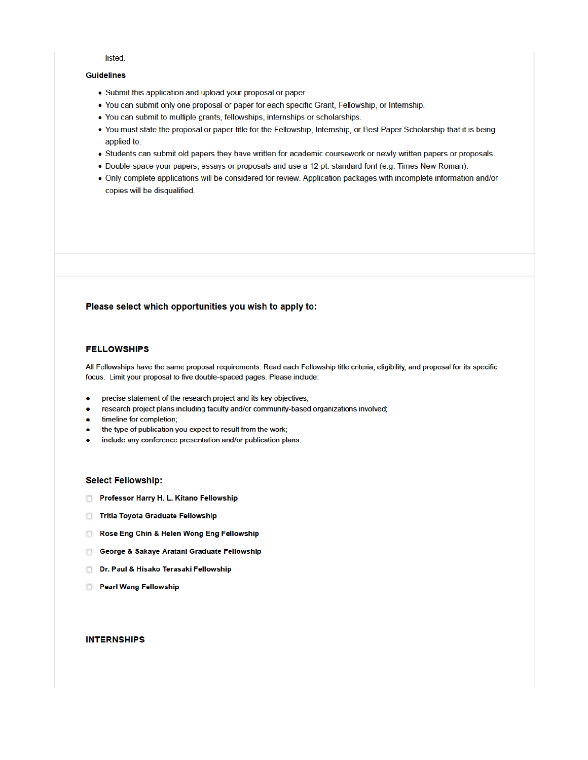listed.

**Guidelines**

- Submit this application and upload your proposal or paper.
- You can submit only one proposal or paper for each specific Grant, Fellowship, or Internship.
- You can submit to multiple grants, fellowships, internships or scholarships.
- You must state the proposal or paper title for the Fellowship, Internship, or Best Paper Scholarship that it is being applied to.
- Students can submit old papers they have written for academic coursework or newly written papers or proposals.
- Double-space your papers, essays or proposals and use a 12-pt. standard font (e.g. Times New Roman).
- Only complete applications will be considered for review. Application packages with incomplete information and/or copies will be disqualified.

### Please select which opportunities you wish to apply to:

#### FELLOWSHIPS

All Fellowships have the same proposal requirements. Read each Fellowship title criteria, eligibility, and proposal for its specific focus. Limit your proposal to five double-spaced pages. Please include:

- precise statement of the research project and its key objectives;
- research project plans including faculty and/or community-based organizations involved;
- timeline for completion;
- the type of publication you expect to result from the work;
- include any conference presentation and/or publication plans.

**Select Fellowship:**

- [ ] **Professor Harry H. L. Kitano Fellowship**
- [ ] **Tritia Toyota Graduate Fellowship**
- [ ] **Rose Eng Chin & Helen Wong Eng Fellowship**
- [ ] **George & Sakaye Aratani Graduate Fellowship**
- [ ] **Dr. Paul & Hisako Terasaki Fellowship**
- [ ] **Pearl Wang Fellowship**

#### INTERNSHIPS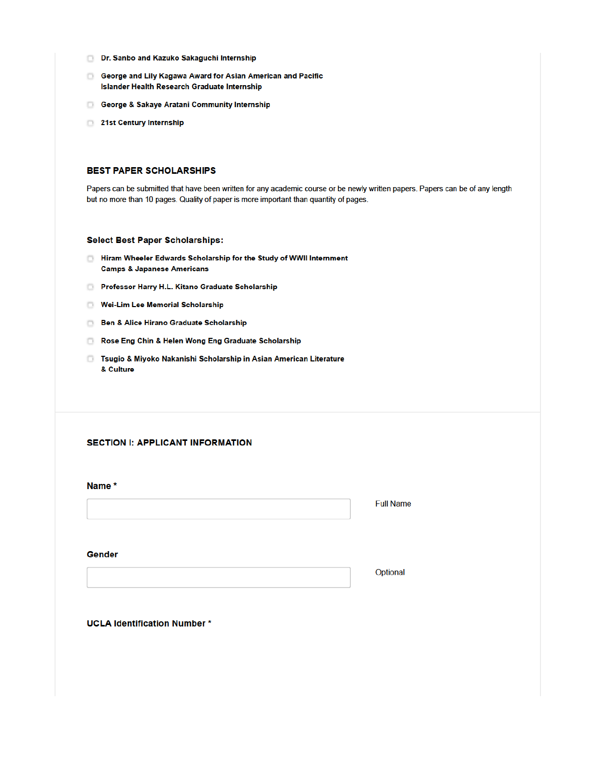- [ ] Dr. Sanbo and Kazuko Sakaguchi Internship
- [ ] George and Lily Kagawa Award for Asian American and Pacific Islander Health Research Graduate Internship
- [ ] George & Sakaye Aratani Community Internship
- [ ] 21st Century Internship

## BEST PAPER SCHOLARSHIPS

Papers can be submitted that have been written for any academic course or be newly written papers. Papers can be of any length but no more than 10 pages. Quality of paper is more important than quantity of pages.

### Select Best Paper Scholarships:

- [ ] Hiram Wheeler Edwards Scholarship for the Study of WWII Internment Camps & Japanese Americans
- [ ] Professor Harry H.L. Kitano Graduate Scholarship
- [ ] Wei-Lim Lee Memorial Scholarship
- [ ] Ben & Alice Hirano Graduate Scholarship
- [ ] Rose Eng Chin & Helen Wong Eng Graduate Scholarship
- [ ] Tsugio & Miyoko Nakanishi Scholarship in Asian American Literature & Culture

## SECTION I: APPLICANT INFORMATION

**Name ***

Full Name

**Gender**

Optional

**UCLA Identification Number ***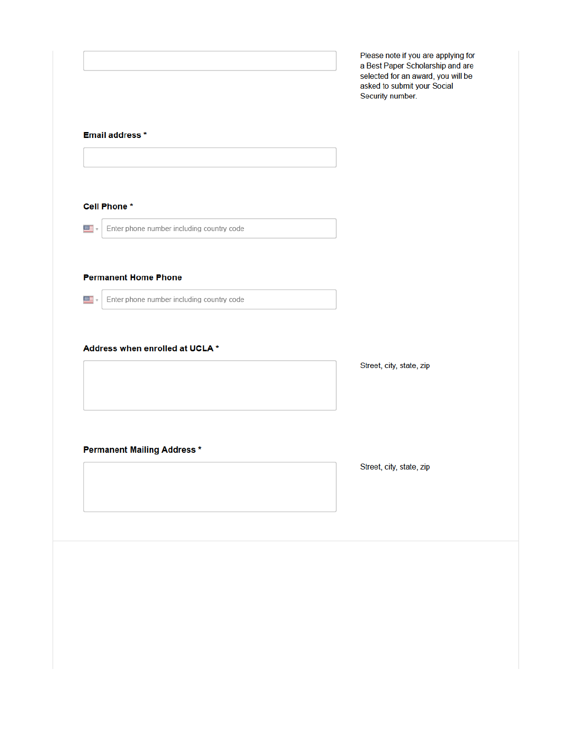Please note if you are applying for a Best Paper Scholarship and are selected for an award, you will be asked to submit your Social Security number.

**Email address ***

**Cell Phone ***

Enter phone number including country code

**Permanent Home Phone**

Enter phone number including country code

**Address when enrolled at UCLA ***

Street, city, state, zip

**Permanent Mailing Address ***

Street, city, state, zip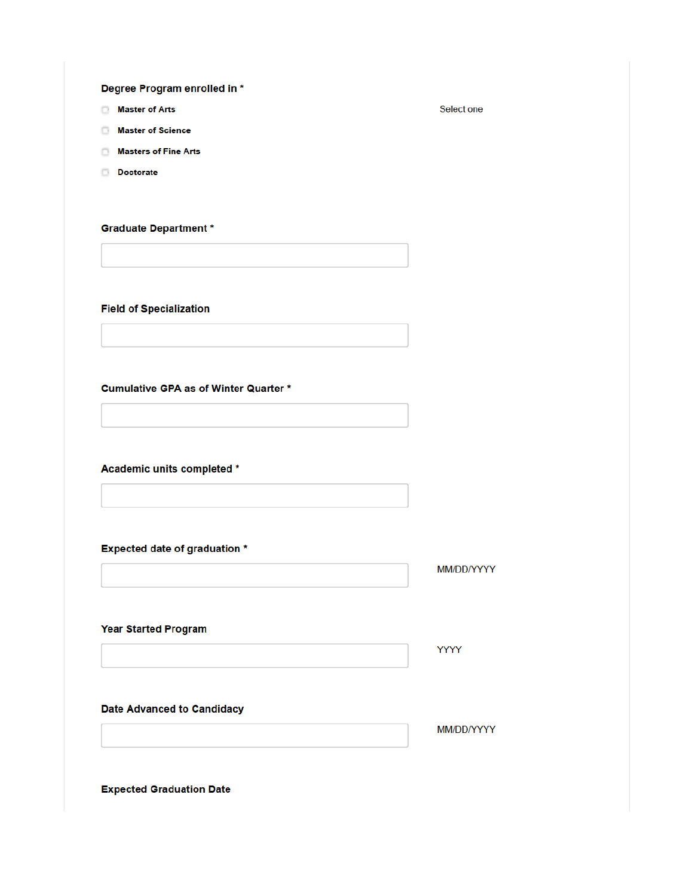**Degree Program enrolled in ***

- [ ] Master of Arts
- [ ] Master of Science
- [ ] Masters of Fine Arts
- [ ] Doctorate

Select one

**Graduate Department ***

**Field of Specialization**

**Cumulative GPA as of Winter Quarter ***

**Academic units completed ***

**Expected date of graduation ***

MM/DD/YYYY

**Year Started Program**

YYYY

**Date Advanced to Candidacy**

MM/DD/YYYY

**Expected Graduation Date**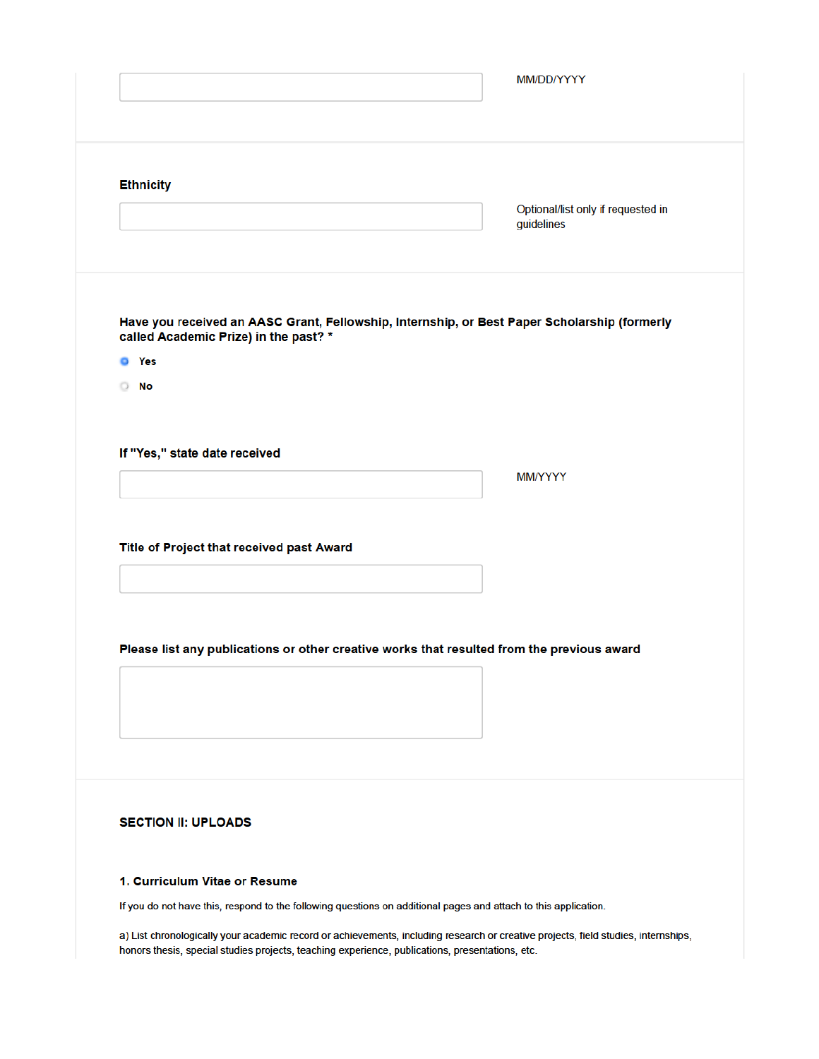MM/DD/YYYY

**Ethnicity**

Optional/list only if requested in guidelines

**Have you received an AASC Grant, Fellowship, Internship, or Best Paper Scholarship (formerly called Academic Prize) in the past? ***

- (x) **Yes**
- ( ) **No**

**If "Yes," state date received**

MM/YYYY

**Title of Project that received past Award**

**Please list any publications or other creative works that resulted from the previous award**

**SECTION II: UPLOADS**

**1. Curriculum Vitae or Resume**

If you do not have this, respond to the following questions on additional pages and attach to this application.

a) List chronologically your academic record or achievements, including research or creative projects, field studies, internships, honors thesis, special studies projects, teaching experience, publications, presentations, etc.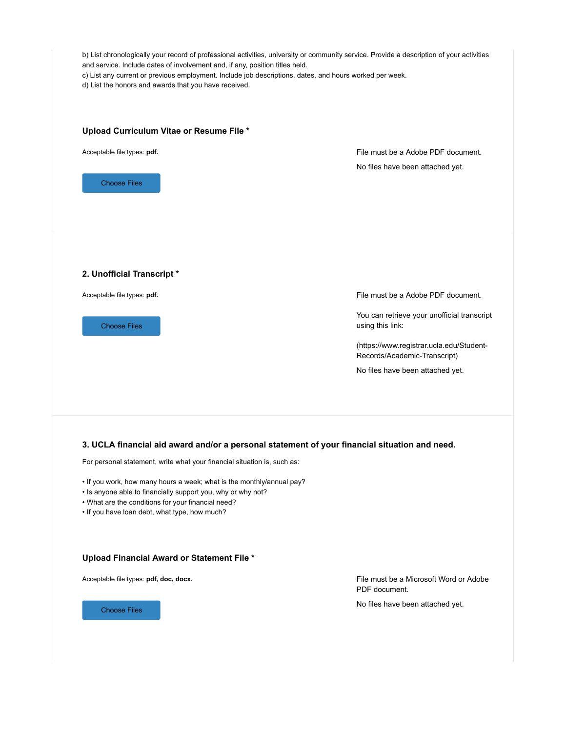b) List chronologically your record of professional activities, university or community service. Provide a description of your activities and service. Include dates of involvement and, if any, position titles held.
c) List any current or previous employment. Include job descriptions, dates, and hours worked per week.
d) List the honors and awards that you have received.

### Upload Curriculum Vitae or Resume File *

Acceptable file types: **pdf.**

Choose Files

File must be a Adobe PDF document.

No files have been attached yet.

### 2. Unofficial Transcript *

Acceptable file types: **pdf.**

Choose Files

File must be a Adobe PDF document.

You can retrieve your unofficial transcript using this link:

(https://www.registrar.ucla.edu/Student-Records/Academic-Transcript)

No files have been attached yet.

### 3. UCLA financial aid award and/or a personal statement of your financial situation and need.

For personal statement, write what your financial situation is, such as:

- If you work, how many hours a week; what is the monthly/annual pay?
- Is anyone able to financially support you, why or why not?
- What are the conditions for your financial need?
- If you have loan debt, what type, how much?

### Upload Financial Award or Statement File *

Acceptable file types: **pdf, doc, docx.**

Choose Files

File must be a Microsoft Word or Adobe PDF document.

No files have been attached yet.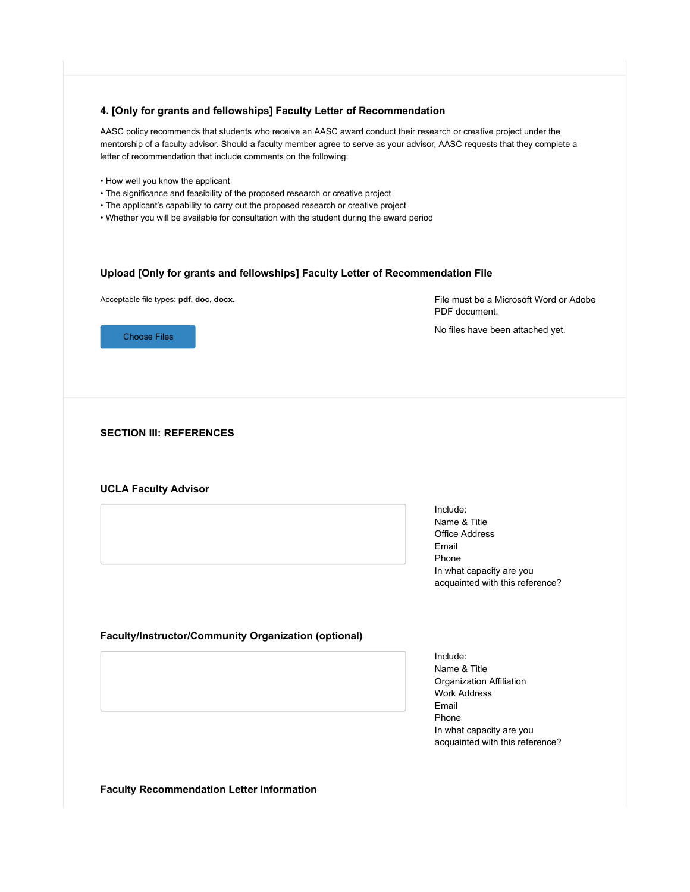### 4. [Only for grants and fellowships] Faculty Letter of Recommendation

AASC policy recommends that students who receive an AASC award conduct their research or creative project under the mentorship of a faculty advisor. Should a faculty member agree to serve as your advisor, AASC requests that they complete a letter of recommendation that include comments on the following:

- How well you know the applicant
- The significance and feasibility of the proposed research or creative project
- The applicant's capability to carry out the proposed research or creative project
- Whether you will be available for consultation with the student during the award period

### Upload [Only for grants and fellowships] Faculty Letter of Recommendation File

Acceptable file types: **pdf, doc, docx.**

Choose Files

File must be a Microsoft Word or Adobe PDF document.

No files have been attached yet.

## SECTION III: REFERENCES

### UCLA Faculty Advisor

Include:
Name & Title
Office Address
Email
Phone
In what capacity are you acquainted with this reference?

### Faculty/Instructor/Community Organization (optional)

Include:
Name & Title
Organization Affiliation
Work Address
Email
Phone
In what capacity are you acquainted with this reference?

### Faculty Recommendation Letter Information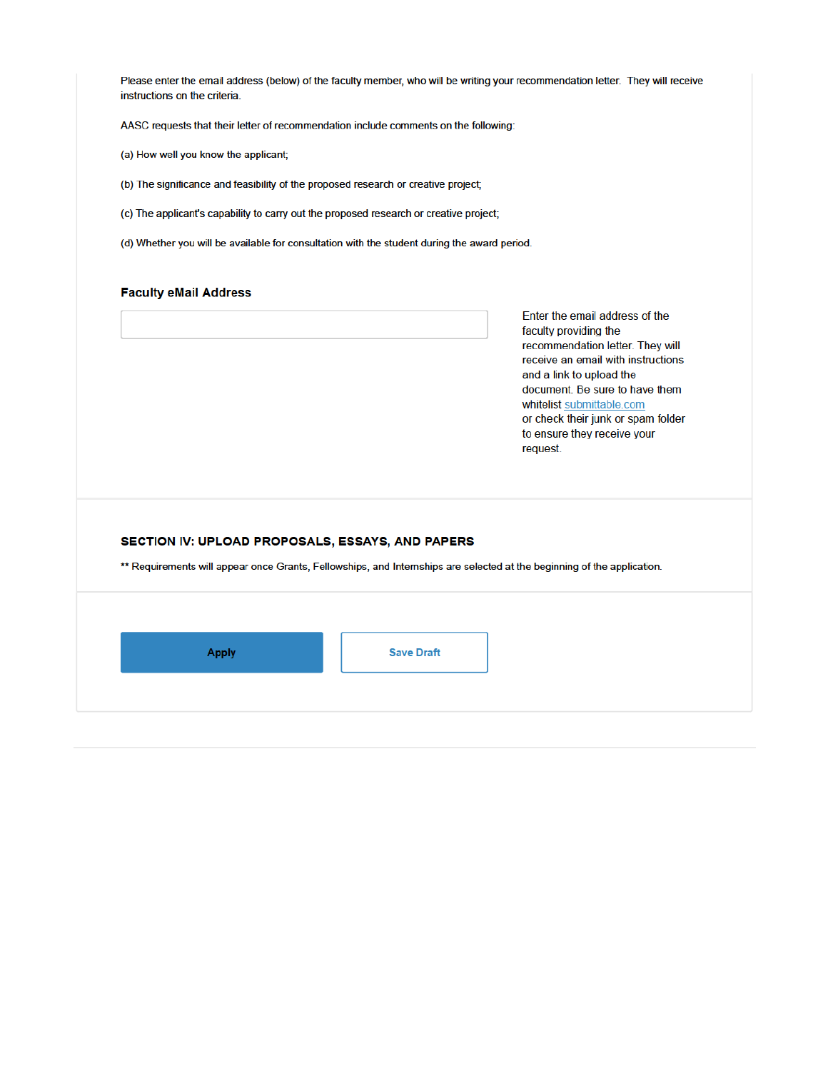Please enter the email address (below) of the faculty member, who will be writing your recommendation letter. They will receive instructions on the criteria.

AASC requests that their letter of recommendation include comments on the following:

(a) How well you know the applicant;

(b) The significance and feasibility of the proposed research or creative project;

(c) The applicant's capability to carry out the proposed research or creative project;

(d) Whether you will be available for consultation with the student during the award period.

### Faculty eMail Address

Enter the email address of the faculty providing the recommendation letter. They will receive an email with instructions and a link to upload the document. Be sure to have them whitelist submittable.com or check their junk or spam folder to ensure they receive your request.

### SECTION IV: UPLOAD PROPOSALS, ESSAYS, AND PAPERS

** Requirements will appear once Grants, Fellowships, and Internships are selected at the beginning of the application.

Apply

Save Draft